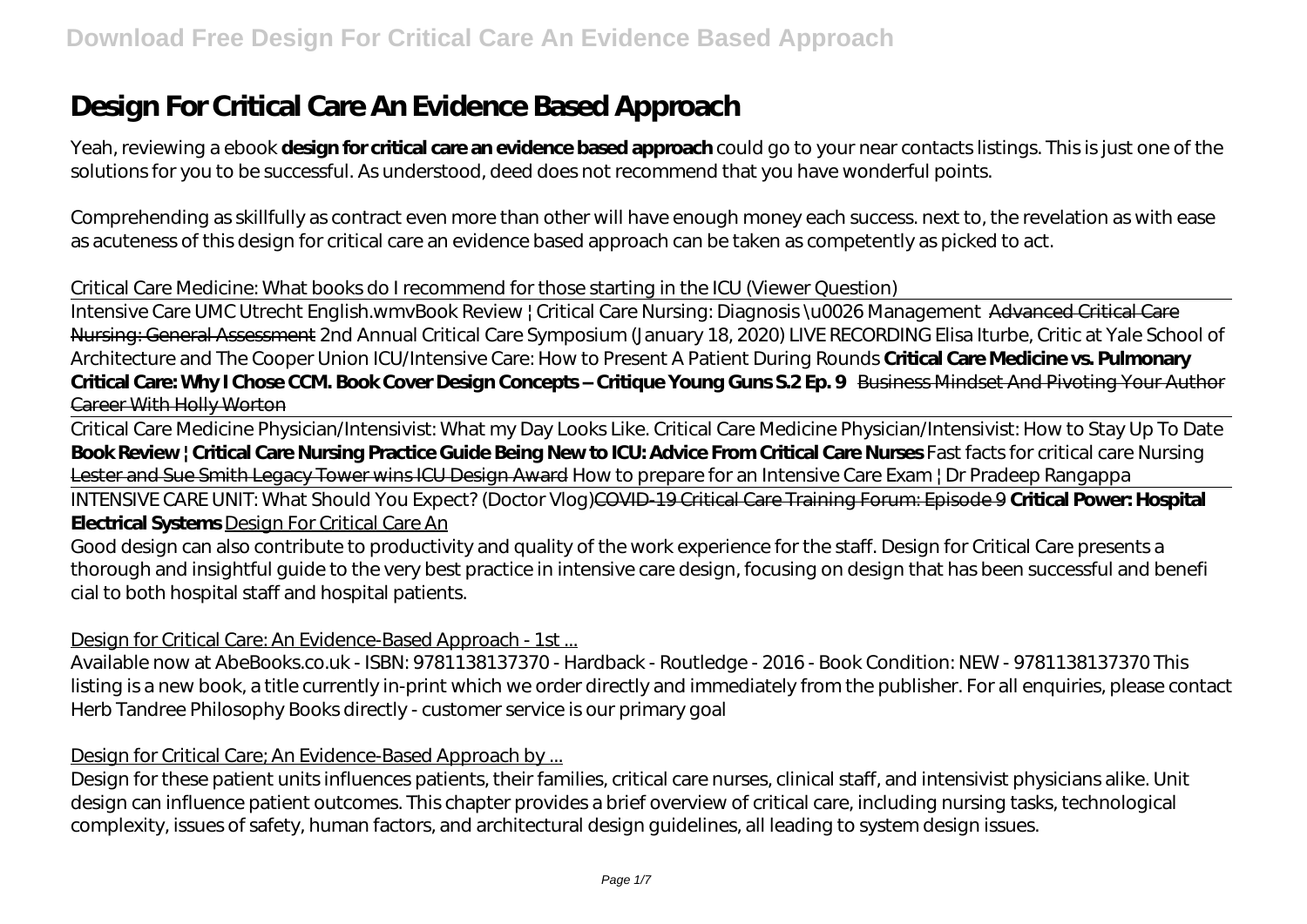# Design For Critical Care An Evidence Based Approach

Yeah, reviewing a ebook **design for critical care an evidence based approach** could go to your near contacts listings. This is just one of the solutions for you to be successful. As understood, deed does not recommend that you have wonderful points.

Comprehending as skillfully as contract even more than other will have enough money each success. next to, the revelation as with ease as acuteness of this design for critical care an evidence based approach can be taken as competently as picked to act.

*Critical Care Medicine: What books do I recommend for those starting in the ICU (Viewer Question)*

Intensive Care UMC Utrecht English.wmv*Book Review | Critical Care Nursing: Diagnosis \u0026 Management* Advanced Critical Care Nursing: General Assessment *2nd Annual Critical Care Symposium (January 18, 2020) LIVE RECORDING Elisa Iturbe, Critic at Yale School of Architecture and The Cooper Union ICU/Intensive Care: How to Present A Patient During Rounds* **Critical Care Medicine vs. Pulmonary Critical Care: Why I Chose CCM. Book Cover Design Concepts – Critique Young Guns S.2 Ep. 9** Business Mindset And Pivoting Your Author Career With Holly Worton

Critical Care Medicine Physician/Intensivist: What my Day Looks Like. *Critical Care Medicine Physician/Intensivist: How to Stay Up To Date* **Book Review | Critical Care Nursing Practice Guide Being New to ICU: Advice From Critical Care Nurses** *Fast facts for critical care Nursing* Lester and Sue Smith Legacy Tower wins ICU Design Award *How to prepare for an Intensive Care Exam | Dr Pradeep Rangappa*

INTENSIVE CARE UNIT: What Should You Expect? (Doctor Vlog)COVID-19 Critical Care Training Forum: Episode 9 **Critical Power: Hospital Electrical Systems** Design For Critical Care An

Good design can also contribute to productivity and quality of the work experience for the staff. Design for Critical Care presents a thorough and insightful guide to the very best practice in intensive care design, focusing on design that has been successful and benefi cial to both hospital staff and hospital patients.

Design for Critical Care: An Evidence-Based Approach - 1st ...

Available now at AbeBooks.co.uk - ISBN: 9781138137370 - Hardback - Routledge - 2016 - Book Condition: NEW - 9781138137370 This listing is a new book, a title currently in-print which we order directly and immediately from the publisher. For all enquiries, please contact Herb Tandree Philosophy Books directly - customer service is our primary goal

Design for Critical Care; An Evidence-Based Approach by ...

Design for these patient units influences patients, their families, critical care nurses, clinical staff, and intensivist physicians alike. Unit design can influence patient outcomes. This chapter provides a brief overview of critical care, including nursing tasks, technological complexity, issues of safety, human factors, and architectural design guidelines, all leading to system design issues.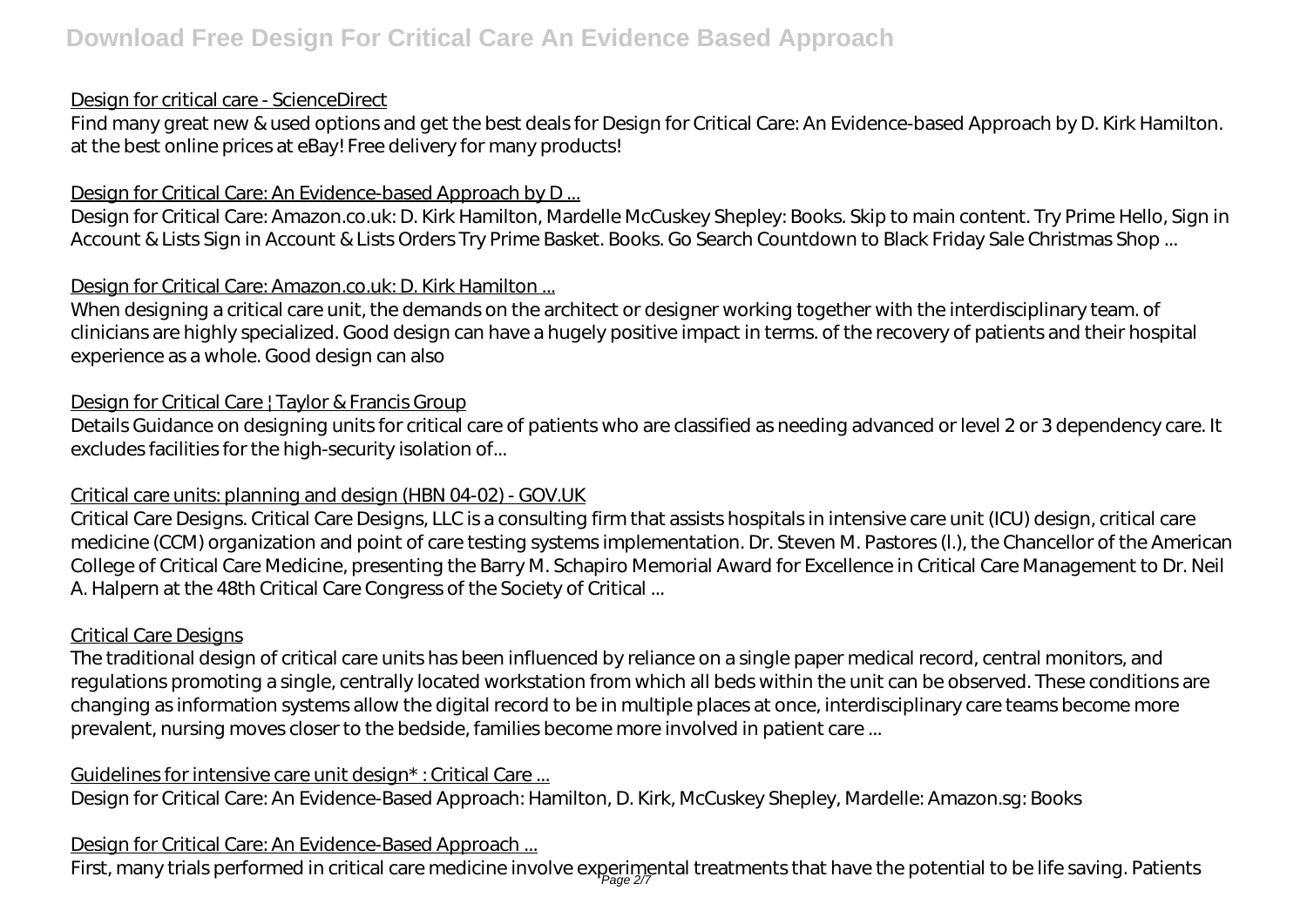Design for critical care - ScienceDirect

Find many great new & used options and get the best deals for Design for Critical Care: An Evidence-based Approach by D. Kirk Hamilton. at the best online prices at eBay! Free delivery for many products!

Design for Critical Care: An Evidence-based Approach by D ...

Design for Critical Care: Amazon.co.uk: D. Kirk Hamilton, Mardelle McCuskey Shepley: Books. Skip to main content. Try Prime Hello, Sign in Account & Lists Sign in Account & Lists Orders Try Prime Basket. Books. Go Search Countdown to Black Friday Sale Christmas Shop ...

Design for Critical Care: Amazon.co.uk: D. Kirk Hamilton ...

When designing a critical care unit, the demands on the architect or designer working together with the interdisciplinary team. of clinicians are highly specialized. Good design can have a hugely positive impact in terms. of the recovery of patients and their hospital experience as a whole. Good design can also

Design for Critical Care | Taylor & Francis Group

Details Guidance on designing units for critical care of patients who are classified as needing advanced or level 2 or 3 dependency care. It excludes facilities for the high-security isolation of...

Critical care units: planning and design (HBN 04-02) - GOV.UK

Critical Care Designs. Critical Care Designs, LLC is a consulting firm that assists hospitals in intensive care unit (ICU) design, critical care medicine (CCM) organization and point of care testing systems implementation. Dr. Steven M. Pastores (l.), the Chancellor of the American College of Critical Care Medicine, presenting the Barry M. Schapiro Memorial Award for Excellence in Critical Care Management to Dr. Neil A. Halpern at the 48th Critical Care Congress of the Society of Critical ...

Critical Care Designs

The traditional design of critical care units has been influenced by reliance on a single paper medical record, central monitors, and regulations promoting a single, centrally located workstation from which all beds within the unit can be observed. These conditions are changing as information systems allow the digital record to be in multiple places at once, interdisciplinary care teams become more prevalent, nursing moves closer to the bedside, families become more involved in patient care ...

Guidelines for intensive care unit design* : Critical Care ...

Design for Critical Care: An Evidence-Based Approach: Hamilton, D. Kirk, McCuskey Shepley, Mardelle: Amazon.sg: Books

Design for Critical Care: An Evidence-Based Approach ...

First, many trials performed in critical care medicine involve experimental treatments that have the potential to be life saving. Patients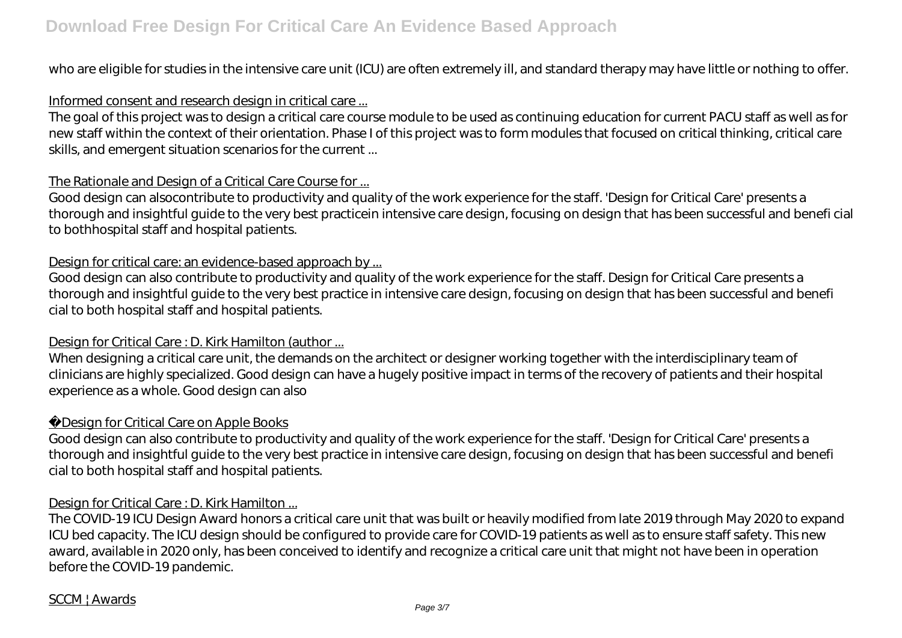who are eligible for studies in the intensive care unit (ICU) are often extremely ill, and standard therapy may have little or nothing to offer.

Informed consent and research design in critical care ...

The goal of this project was to design a critical care course module to be used as continuing education for current PACU staff as well as for new staff within the context of their orientation. Phase I of this project was to form modules that focused on critical thinking, critical care skills, and emergent situation scenarios for the current ...

The Rationale and Design of a Critical Care Course for ...

Good design can alsocontribute to productivity and quality of the work experience for the staff. 'Design for Critical Care' presents a thorough and insightful guide to the very best practicein intensive care design, focusing on design that has been successful and benefi cial to bothhospital staff and hospital patients.

Design for critical care: an evidence-based approach by ...

Good design can also contribute to productivity and quality of the work experience for the staff. Design for Critical Care presents a thorough and insightful guide to the very best practice in intensive care design, focusing on design that has been successful and benefi cial to both hospital staff and hospital patients.

Design for Critical Care : D. Kirk Hamilton (author ...

When designing a critical care unit, the demands on the architect or designer working together with the interdisciplinary team of clinicians are highly specialized. Good design can have a hugely positive impact in terms of the recovery of patients and their hospital experience as a whole. Good design can also

Design for Critical Care on Apple Books

Good design can also contribute to productivity and quality of the work experience for the staff. 'Design for Critical Care' presents a thorough and insightful guide to the very best practice in intensive care design, focusing on design that has been successful and benefi cial to both hospital staff and hospital patients.

Design for Critical Care : D. Kirk Hamilton ...

The COVID-19 ICU Design Award honors a critical care unit that was built or heavily modified from late 2019 through May 2020 to expand ICU bed capacity. The ICU design should be configured to provide care for COVID-19 patients as well as to ensure staff safety. This new award, available in 2020 only, has been conceived to identify and recognize a critical care unit that might not have been in operation before the COVID-19 pandemic.

SCCM ¦ Awards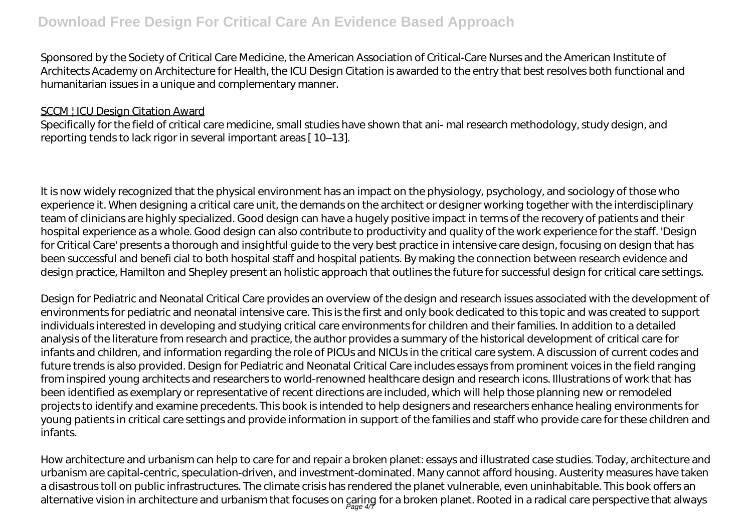Sponsored by the Society of Critical Care Medicine, the American Association of Critical-Care Nurses and the American Institute of Architects Academy on Architecture for Health, the ICU Design Citation is awarded to the entry that best resolves both functional and humanitarian issues in a unique and complementary manner.

SCCM | ICU Design Citation Award

Specifically for the field of critical care medicine, small studies have shown that ani- mal research methodology, study design, and reporting tends to lack rigor in several important areas [ 10–13].

It is now widely recognized that the physical environment has an impact on the physiology, psychology, and sociology of those who experience it. When designing a critical care unit, the demands on the architect or designer working together with the interdisciplinary team of clinicians are highly specialized. Good design can have a hugely positive impact in terms of the recovery of patients and their hospital experience as a whole. Good design can also contribute to productivity and quality of the work experience for the staff. 'Design for Critical Care' presents a thorough and insightful guide to the very best practice in intensive care design, focusing on design that has been successful and benefi cial to both hospital staff and hospital patients. By making the connection between research evidence and design practice, Hamilton and Shepley present an holistic approach that outlines the future for successful design for critical care settings.

Design for Pediatric and Neonatal Critical Care provides an overview of the design and research issues associated with the development of environments for pediatric and neonatal intensive care. This is the first and only book dedicated to this topic and was created to support individuals interested in developing and studying critical care environments for children and their families. In addition to a detailed analysis of the literature from research and practice, the author provides a summary of the historical development of critical care for infants and children, and information regarding the role of PICUs and NICUs in the critical care system. A discussion of current codes and future trends is also provided. Design for Pediatric and Neonatal Critical Care includes essays from prominent voices in the field ranging from inspired young architects and researchers to world-renowned healthcare design and research icons. Illustrations of work that has been identified as exemplary or representative of recent directions are included, which will help those planning new or remodeled projects to identify and examine precedents. This book is intended to help designers and researchers enhance healing environments for young patients in critical care settings and provide information in support of the families and staff who provide care for these children and infants.

How architecture and urbanism can help to care for and repair a broken planet: essays and illustrated case studies. Today, architecture and urbanism are capital-centric, speculation-driven, and investment-dominated. Many cannot afford housing. Austerity measures have taken a disastrous toll on public infrastructures. The climate crisis has rendered the planet vulnerable, even uninhabitable. This book offers an alternative vision in architecture and urbanism that focuses on caring for a broken planet. Rooted in a radical care perspective that always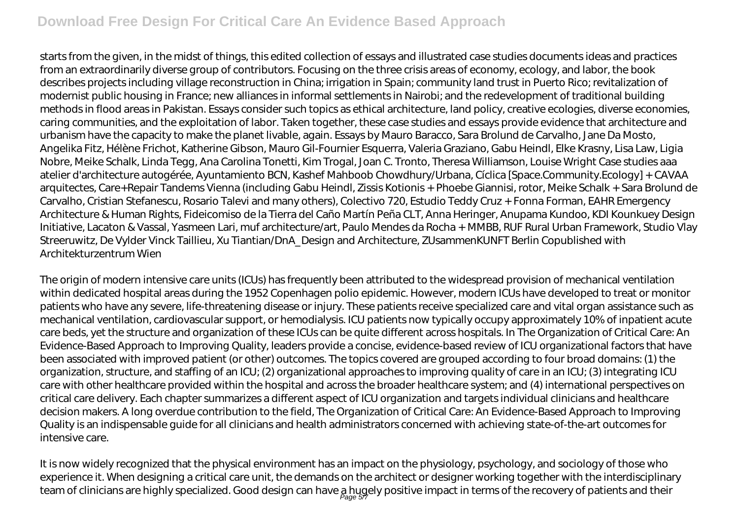starts from the given, in the midst of things, this edited collection of essays and illustrated case studies documents ideas and practices from an extraordinarily diverse group of contributors. Focusing on the three crisis areas of economy, ecology, and labor, the book describes projects including village reconstruction in China; irrigation in Spain; community land trust in Puerto Rico; revitalization of modernist public housing in France; new alliances in informal settlements in Nairobi; and the redevelopment of traditional building methods in flood areas in Pakistan. Essays consider such topics as ethical architecture, land policy, creative ecologies, diverse economies, caring communities, and the exploitation of labor. Taken together, these case studies and essays provide evidence that architecture and urbanism have the capacity to make the planet livable, again. Essays by Mauro Baracco, Sara Brolund de Carvalho, Jane Da Mosto, Angelika Fitz, Hélène Frichot, Katherine Gibson, Mauro Gil-Fournier Esquerra, Valeria Graziano, Gabu Heindl, Elke Krasny, Lisa Law, Ligia Nobre, Meike Schalk, Linda Tegg, Ana Carolina Tonetti, Kim Trogal, Joan C. Tronto, Theresa Williamson, Louise Wright Case studies aaa atelier d'architecture autogérée, Ayuntamiento BCN, Kashef Mahboob Chowdhury/Urbana, Cíclica [Space.Community.Ecology] + CAVAA arquitectes, Care+Repair Tandems Vienna (including Gabu Heindl, Zissis Kotionis + Phoebe Giannisi, rotor, Meike Schalk + Sara Brolund de Carvalho, Cristian Stefanescu, Rosario Talevi and many others), Colectivo 720, Estudio Teddy Cruz + Fonna Forman, EAHR Emergency Architecture & Human Rights, Fideicomiso de la Tierra del Caño Martín Peña CLT, Anna Heringer, Anupama Kundoo, KDI Kounkuey Design Initiative, Lacaton & Vassal, Yasmeen Lari, muf architecture/art, Paulo Mendes da Rocha + MMBB, RUF Rural Urban Framework, Studio Vlay Streeruwitz, De Vylder Vinck Taillieu, Xu Tiantian/DnA_Design and Architecture, ZUsammenKUNFT Berlin Copublished with Architekturzentrum Wien

The origin of modern intensive care units (ICUs) has frequently been attributed to the widespread provision of mechanical ventilation within dedicated hospital areas during the 1952 Copenhagen polio epidemic. However, modern ICUs have developed to treat or monitor patients who have any severe, life-threatening disease or injury. These patients receive specialized care and vital organ assistance such as mechanical ventilation, cardiovascular support, or hemodialysis. ICU patients now typically occupy approximately 10% of inpatient acute care beds, yet the structure and organization of these ICUs can be quite different across hospitals. In The Organization of Critical Care: An Evidence-Based Approach to Improving Quality, leaders provide a concise, evidence-based review of ICU organizational factors that have been associated with improved patient (or other) outcomes. The topics covered are grouped according to four broad domains: (1) the organization, structure, and staffing of an ICU; (2) organizational approaches to improving quality of care in an ICU; (3) integrating ICU care with other healthcare provided within the hospital and across the broader healthcare system; and (4) international perspectives on critical care delivery. Each chapter summarizes a different aspect of ICU organization and targets individual clinicians and healthcare decision makers. A long overdue contribution to the field, The Organization of Critical Care: An Evidence-Based Approach to Improving Quality is an indispensable guide for all clinicians and health administrators concerned with achieving state-of-the-art outcomes for intensive care.

It is now widely recognized that the physical environment has an impact on the physiology, psychology, and sociology of those who experience it. When designing a critical care unit, the demands on the architect or designer working together with the interdisciplinary team of clinicians are highly specialized. Good design can have a hugely positive impact in terms of the recovery of patients and their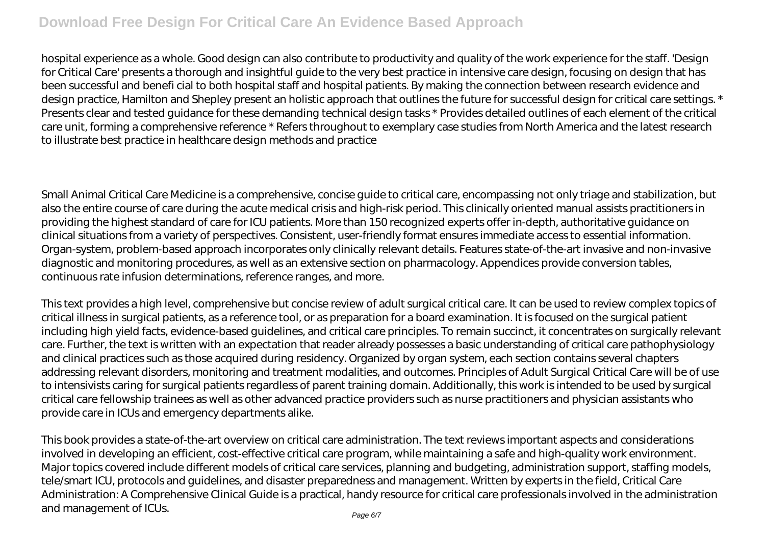hospital experience as a whole. Good design can also contribute to productivity and quality of the work experience for the staff. 'Design for Critical Care' presents a thorough and insightful guide to the very best practice in intensive care design, focusing on design that has been successful and benefi cial to both hospital staff and hospital patients. By making the connection between research evidence and design practice, Hamilton and Shepley present an holistic approach that outlines the future for successful design for critical care settings. * Presents clear and tested guidance for these demanding technical design tasks * Provides detailed outlines of each element of the critical care unit, forming a comprehensive reference * Refers throughout to exemplary case studies from North America and the latest research to illustrate best practice in healthcare design methods and practice

Small Animal Critical Care Medicine is a comprehensive, concise guide to critical care, encompassing not only triage and stabilization, but also the entire course of care during the acute medical crisis and high-risk period. This clinically oriented manual assists practitioners in providing the highest standard of care for ICU patients. More than 150 recognized experts offer in-depth, authoritative guidance on clinical situations from a variety of perspectives. Consistent, user-friendly format ensures immediate access to essential information. Organ-system, problem-based approach incorporates only clinically relevant details. Features state-of-the-art invasive and non-invasive diagnostic and monitoring procedures, as well as an extensive section on pharmacology. Appendices provide conversion tables, continuous rate infusion determinations, reference ranges, and more.

This text provides a high level, comprehensive but concise review of adult surgical critical care. It can be used to review complex topics of critical illness in surgical patients, as a reference tool, or as preparation for a board examination. It is focused on the surgical patient including high yield facts, evidence-based guidelines, and critical care principles. To remain succinct, it concentrates on surgically relevant care. Further, the text is written with an expectation that reader already possesses a basic understanding of critical care pathophysiology and clinical practices such as those acquired during residency. Organized by organ system, each section contains several chapters addressing relevant disorders, monitoring and treatment modalities, and outcomes. Principles of Adult Surgical Critical Care will be of use to intensivists caring for surgical patients regardless of parent training domain. Additionally, this work is intended to be used by surgical critical care fellowship trainees as well as other advanced practice providers such as nurse practitioners and physician assistants who provide care in ICUs and emergency departments alike.

This book provides a state-of-the-art overview on critical care administration. The text reviews important aspects and considerations involved in developing an efficient, cost-effective critical care program, while maintaining a safe and high-quality work environment. Major topics covered include different models of critical care services, planning and budgeting, administration support, staffing models, tele/smart ICU, protocols and guidelines, and disaster preparedness and management. Written by experts in the field, Critical Care Administration: A Comprehensive Clinical Guide is a practical, handy resource for critical care professionals involved in the administration and management of ICUs.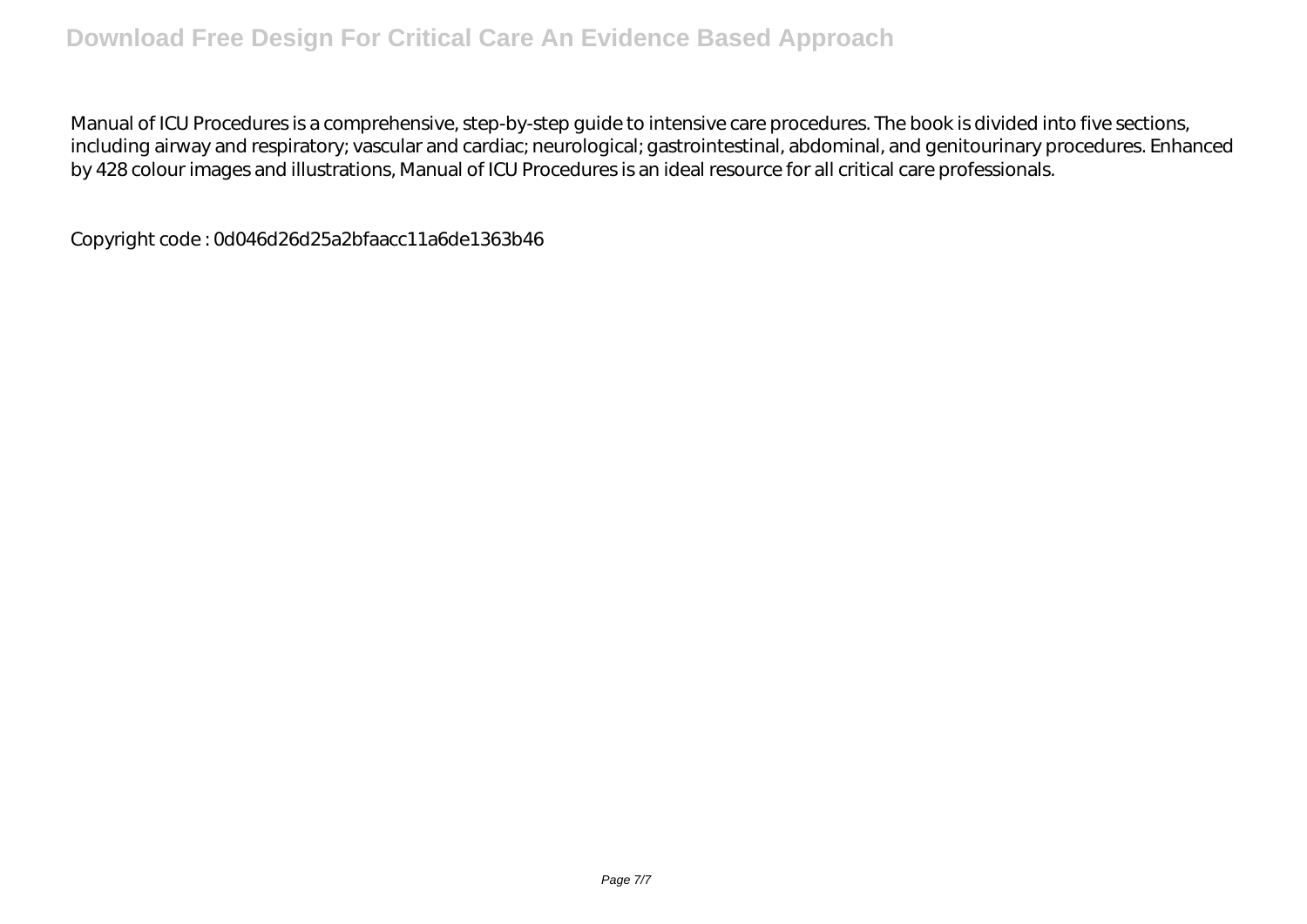Manual of ICU Procedures is a comprehensive, step-by-step guide to intensive care procedures. The book is divided into five sections, including airway and respiratory; vascular and cardiac; neurological; gastrointestinal, abdominal, and genitourinary procedures. Enhanced by 428 colour images and illustrations, Manual of ICU Procedures is an ideal resource for all critical care professionals.

Copyright code : 0d046d26d25a2bfaacc11a6de1363b46